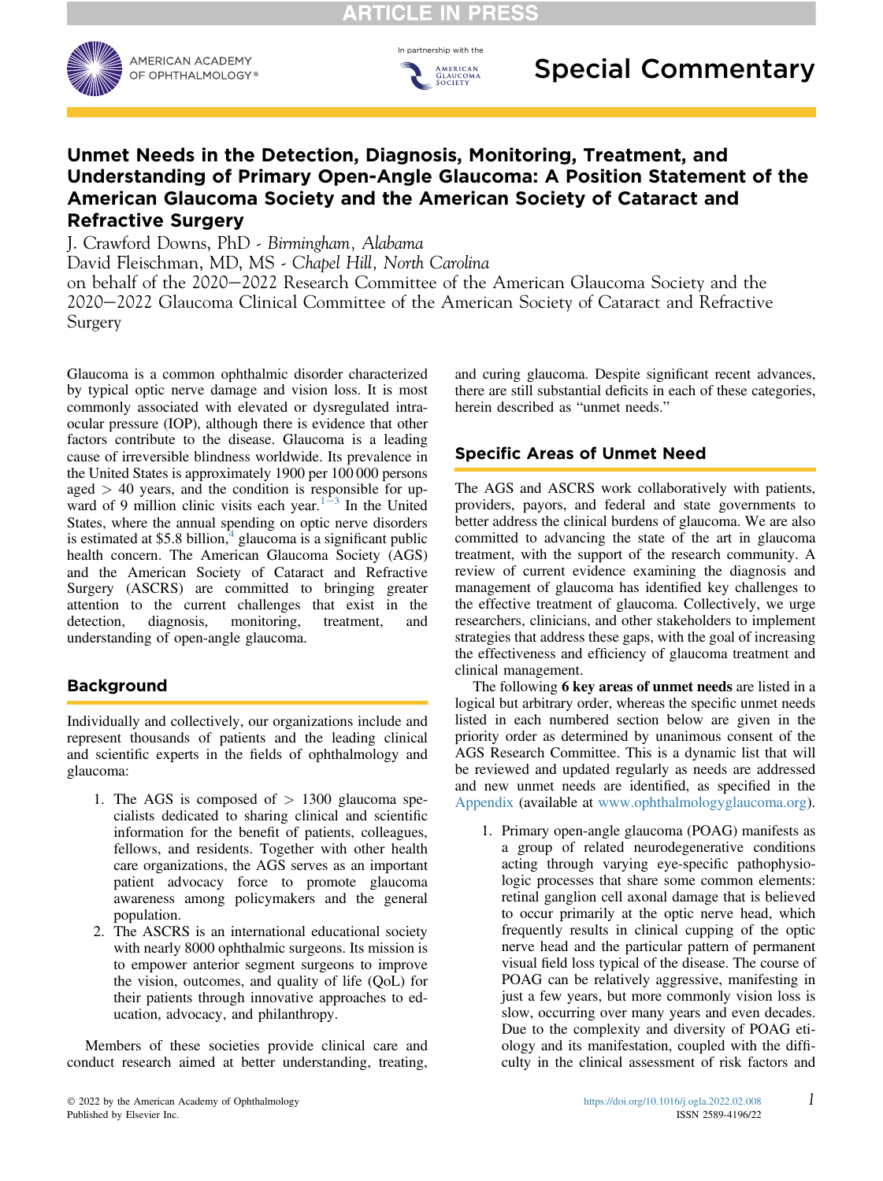Special Commentary

# Unmet Needs in the Detection, Diagnosis, Monitoring, Treatment, and Understanding of Primary Open-Angle Glaucoma: A Position Statement of the American Glaucoma Society and the American Society of Cataract and Refractive Surgery

J. Crawford Downs, PhD - *Birmingham, Alabama*
David Fleischman, MD, MS - *Chapel Hill, North Carolina*
on behalf of the 2020–2022 Research Committee of the American Glaucoma Society and the 2020–2022 Glaucoma Clinical Committee of the American Society of Cataract and Refractive Surgery

Glaucoma is a common ophthalmic disorder characterized by typical optic nerve damage and vision loss. It is most commonly associated with elevated or dysregulated intraocular pressure (IOP), although there is evidence that other factors contribute to the disease. Glaucoma is a leading cause of irreversible blindness worldwide. Its prevalence in the United States is approximately 1900 per 100 000 persons aged > 40 years, and the condition is responsible for upward of 9 million clinic visits each year.[1–3] In the United States, where the annual spending on optic nerve disorders is estimated at $5.8 billion,[4] glaucoma is a significant public health concern. The American Glaucoma Society (AGS) and the American Society of Cataract and Refractive Surgery (ASCRS) are committed to bringing greater attention to the current challenges that exist in the detection, diagnosis, monitoring, treatment, and understanding of open-angle glaucoma.

## Background

Individually and collectively, our organizations include and represent thousands of patients and the leading clinical and scientific experts in the fields of ophthalmology and glaucoma:

1. The AGS is composed of > 1300 glaucoma specialists dedicated to sharing clinical and scientific information for the benefit of patients, colleagues, fellows, and residents. Together with other health care organizations, the AGS serves as an important patient advocacy force to promote glaucoma awareness among policymakers and the general population.
2. The ASCRS is an international educational society with nearly 8000 ophthalmic surgeons. Its mission is to empower anterior segment surgeons to improve the vision, outcomes, and quality of life (QoL) for their patients through innovative approaches to education, advocacy, and philanthropy.

Members of these societies provide clinical care and conduct research aimed at better understanding, treating, and curing glaucoma. Despite significant recent advances, there are still substantial deficits in each of these categories, herein described as "unmet needs."

## Specific Areas of Unmet Need

The AGS and ASCRS work collaboratively with patients, providers, payors, and federal and state governments to better address the clinical burdens of glaucoma. We are also committed to advancing the state of the art in glaucoma treatment, with the support of the research community. A review of current evidence examining the diagnosis and management of glaucoma has identified key challenges to the effective treatment of glaucoma. Collectively, we urge researchers, clinicians, and other stakeholders to implement strategies that address these gaps, with the goal of increasing the effectiveness and efficiency of glaucoma treatment and clinical management.

The following **6 key areas of unmet needs** are listed in a logical but arbitrary order, whereas the specific unmet needs listed in each numbered section below are given in the priority order as determined by unanimous consent of the AGS Research Committee. This is a dynamic list that will be reviewed and updated regularly as needs are addressed and new unmet needs are identified, as specified in the Appendix (available at www.ophthalmologyglaucoma.org).

1. Primary open-angle glaucoma (POAG) manifests as a group of related neurodegenerative conditions acting through varying eye-specific pathophysiologic processes that share some common elements: retinal ganglion cell axonal damage that is believed to occur primarily at the optic nerve head, which frequently results in clinical cupping of the optic nerve head and the particular pattern of permanent visual field loss typical of the disease. The course of POAG can be relatively aggressive, manifesting in just a few years, but more commonly vision loss is slow, occurring over many years and even decades. Due to the complexity and diversity of POAG etiology and its manifestation, coupled with the difficulty in the clinical assessment of risk factors and

© 2022 by the American Academy of Ophthalmology
Published by Elsevier Inc.

https://doi.org/10.1016/j.ogla.2022.02.008
ISSN 2589-4196/22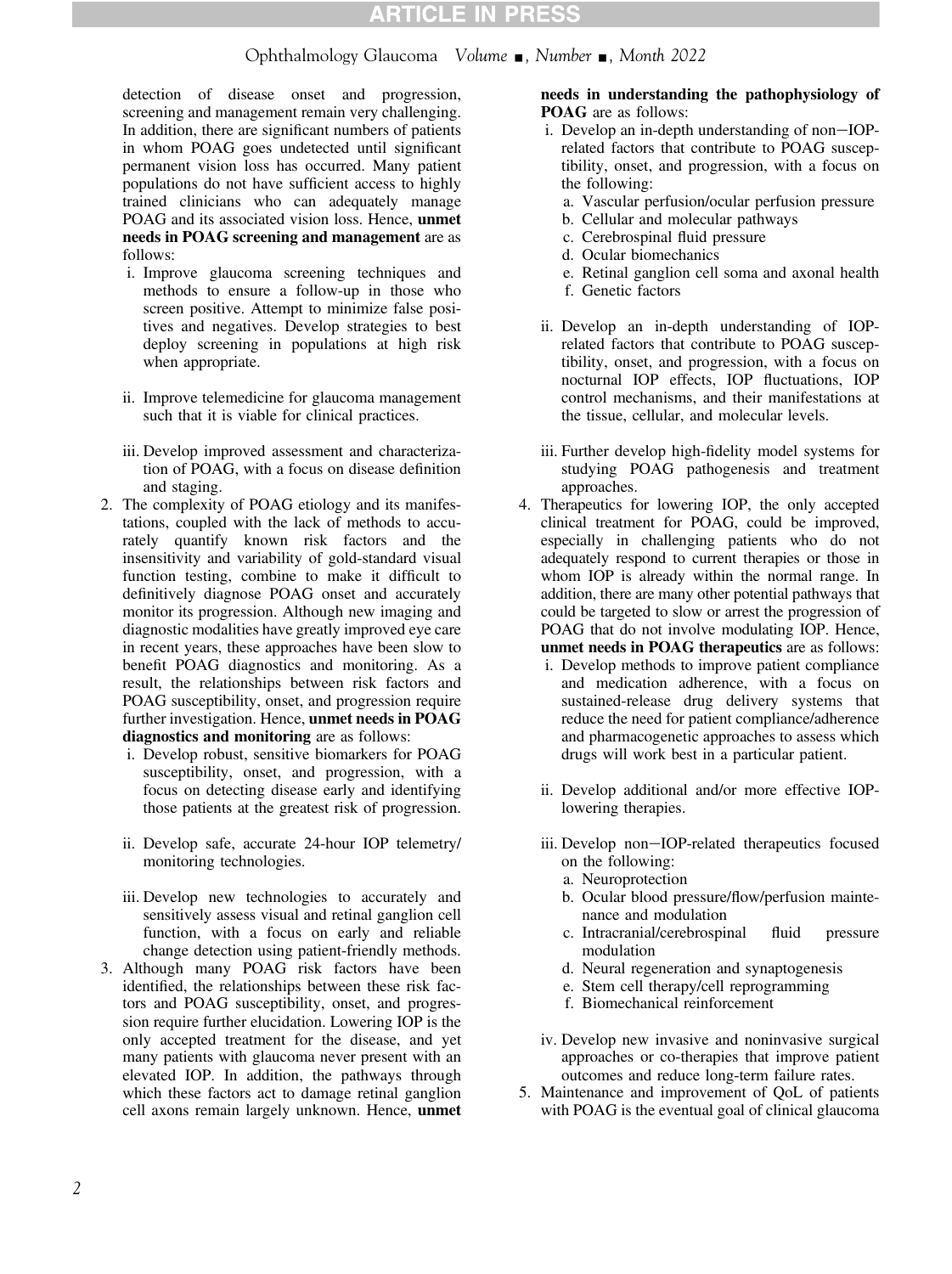detection of disease onset and progression, screening and management remain very challenging. In addition, there are significant numbers of patients in whom POAG goes undetected until significant permanent vision loss has occurred. Many patient populations do not have sufficient access to highly trained clinicians who can adequately manage POAG and its associated vision loss. Hence, **unmet needs in POAG screening and management** are as follows:

i. Improve glaucoma screening techniques and methods to ensure a follow-up in those who screen positive. Attempt to minimize false positives and negatives. Develop strategies to best deploy screening in populations at high risk when appropriate.

ii. Improve telemedicine for glaucoma management such that it is viable for clinical practices.

iii. Develop improved assessment and characterization of POAG, with a focus on disease definition and staging.

2. The complexity of POAG etiology and its manifestations, coupled with the lack of methods to accurately quantify known risk factors and the insensitivity and variability of gold-standard visual function testing, combine to make it difficult to definitively diagnose POAG onset and accurately monitor its progression. Although new imaging and diagnostic modalities have greatly improved eye care in recent years, these approaches have been slow to benefit POAG diagnostics and monitoring. As a result, the relationships between risk factors and POAG susceptibility, onset, and progression require further investigation. Hence, **unmet needs in POAG diagnostics and monitoring** are as follows:

i. Develop robust, sensitive biomarkers for POAG susceptibility, onset, and progression, with a focus on detecting disease early and identifying those patients at the greatest risk of progression.

ii. Develop safe, accurate 24-hour IOP telemetry/monitoring technologies.

iii. Develop new technologies to accurately and sensitively assess visual and retinal ganglion cell function, with a focus on early and reliable change detection using patient-friendly methods.

3. Although many POAG risk factors have been identified, the relationships between these risk factors and POAG susceptibility, onset, and progression require further elucidation. Lowering IOP is the only accepted treatment for the disease, and yet many patients with glaucoma never present with an elevated IOP. In addition, the pathways through which these factors act to damage retinal ganglion cell axons remain largely unknown. Hence, **unmet needs in understanding the pathophysiology of POAG** are as follows:

i. Develop an in-depth understanding of non−IOP-related factors that contribute to POAG susceptibility, onset, and progression, with a focus on the following:
   a. Vascular perfusion/ocular perfusion pressure
   b. Cellular and molecular pathways
   c. Cerebrospinal fluid pressure
   d. Ocular biomechanics
   e. Retinal ganglion cell soma and axonal health
   f. Genetic factors

ii. Develop an in-depth understanding of IOP-related factors that contribute to POAG susceptibility, onset, and progression, with a focus on nocturnal IOP effects, IOP fluctuations, IOP control mechanisms, and their manifestations at the tissue, cellular, and molecular levels.

iii. Further develop high-fidelity model systems for studying POAG pathogenesis and treatment approaches.

4. Therapeutics for lowering IOP, the only accepted clinical treatment for POAG, could be improved, especially in challenging patients who do not adequately respond to current therapies or those in whom IOP is already within the normal range. In addition, there are many other potential pathways that could be targeted to slow or arrest the progression of POAG that do not involve modulating IOP. Hence, **unmet needs in POAG therapeutics** are as follows:

i. Develop methods to improve patient compliance and medication adherence, with a focus on sustained-release drug delivery systems that reduce the need for patient compliance/adherence and pharmacogenetic approaches to assess which drugs will work best in a particular patient.

ii. Develop additional and/or more effective IOP-lowering therapies.

iii. Develop non−IOP-related therapeutics focused on the following:
   a. Neuroprotection
   b. Ocular blood pressure/flow/perfusion maintenance and modulation
   c. Intracranial/cerebrospinal fluid pressure modulation
   d. Neural regeneration and synaptogenesis
   e. Stem cell therapy/cell reprogramming
   f. Biomechanical reinforcement

iv. Develop new invasive and noninvasive surgical approaches or co-therapies that improve patient outcomes and reduce long-term failure rates.

5. Maintenance and improvement of QoL of patients with POAG is the eventual goal of clinical glaucoma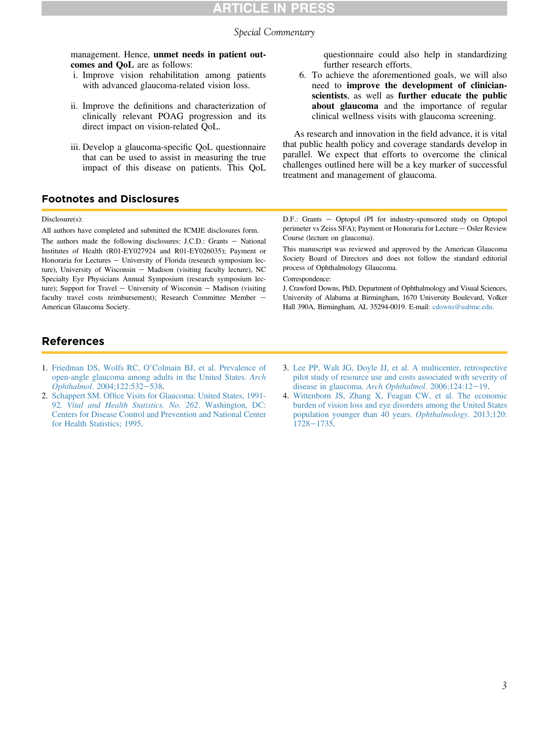management. Hence, **unmet needs in patient outcomes and QoL** are as follows:

i. Improve vision rehabilitation among patients with advanced glaucoma-related vision loss.

ii. Improve the definitions and characterization of clinically relevant POAG progression and its direct impact on vision-related QoL.

iii. Develop a glaucoma-specific QoL questionnaire that can be used to assist in measuring the true impact of this disease on patients. This QoL questionnaire could also help in standardizing further research efforts.

6. To achieve the aforementioned goals, we will also need to **improve the development of clinician-scientists**, as well as **further educate the public about glaucoma** and the importance of regular clinical wellness visits with glaucoma screening.

As research and innovation in the field advance, it is vital that public health policy and coverage standards develop in parallel. We expect that efforts to overcome the clinical challenges outlined here will be a key marker of successful treatment and management of glaucoma.

## Footnotes and Disclosures

Disclosure(s):

All authors have completed and submitted the ICMJE disclosures form.

The authors made the following disclosures: J.C.D.: Grants – National Institutes of Health (R01-EY027924 and R01-EY026035); Payment or Honoraria for Lectures – University of Florida (research symposium lecture), University of Wisconsin – Madison (visiting faculty lecture), NC Specialty Eye Physicians Annual Symposium (research symposium lecture); Support for Travel – University of Wisconsin – Madison (visiting faculty travel costs reimbursement); Research Committee Member – American Glaucoma Society.

D.F.: Grants – Optopol (PI for industry-sponsored study on Optopol perimeter vs Zeiss SFA); Payment or Honoraria for Lecture – Osler Review Course (lecture on glaucoma).

This manuscript was reviewed and approved by the American Glaucoma Society Board of Directors and does not follow the standard editorial process of Ophthalmology Glaucoma.

Correspondence:

J. Crawford Downs, PhD, Department of Ophthalmology and Visual Sciences, University of Alabama at Birmingham, 1670 University Boulevard, Volker Hall 390A, Birmingham, AL 35294-0019. E-mail: cdowns@uabmc.edu.

## References

1. Friedman DS, Wolfs RC, O'Colmain BJ, et al. Prevalence of open-angle glaucoma among adults in the United States. *Arch Ophthalmol*. 2004;122:532–538.
2. Schappert SM. Office Visits for Glaucoma: United States, 1991-92. *Vital and Health Statistics. No. 262*. Washington, DC: Centers for Disease Control and Prevention and National Center for Health Statistics; 1995.
3. Lee PP, Walt JG, Doyle JJ, et al. A multicenter, retrospective pilot study of resource use and costs associated with severity of disease in glaucoma. *Arch Ophthalmol*. 2006;124:12–19.
4. Wittenborn JS, Zhang X, Feagan CW, et al. The economic burden of vision loss and eye disorders among the United States population younger than 40 years. *Ophthalmology*. 2013;120:1728–1735.